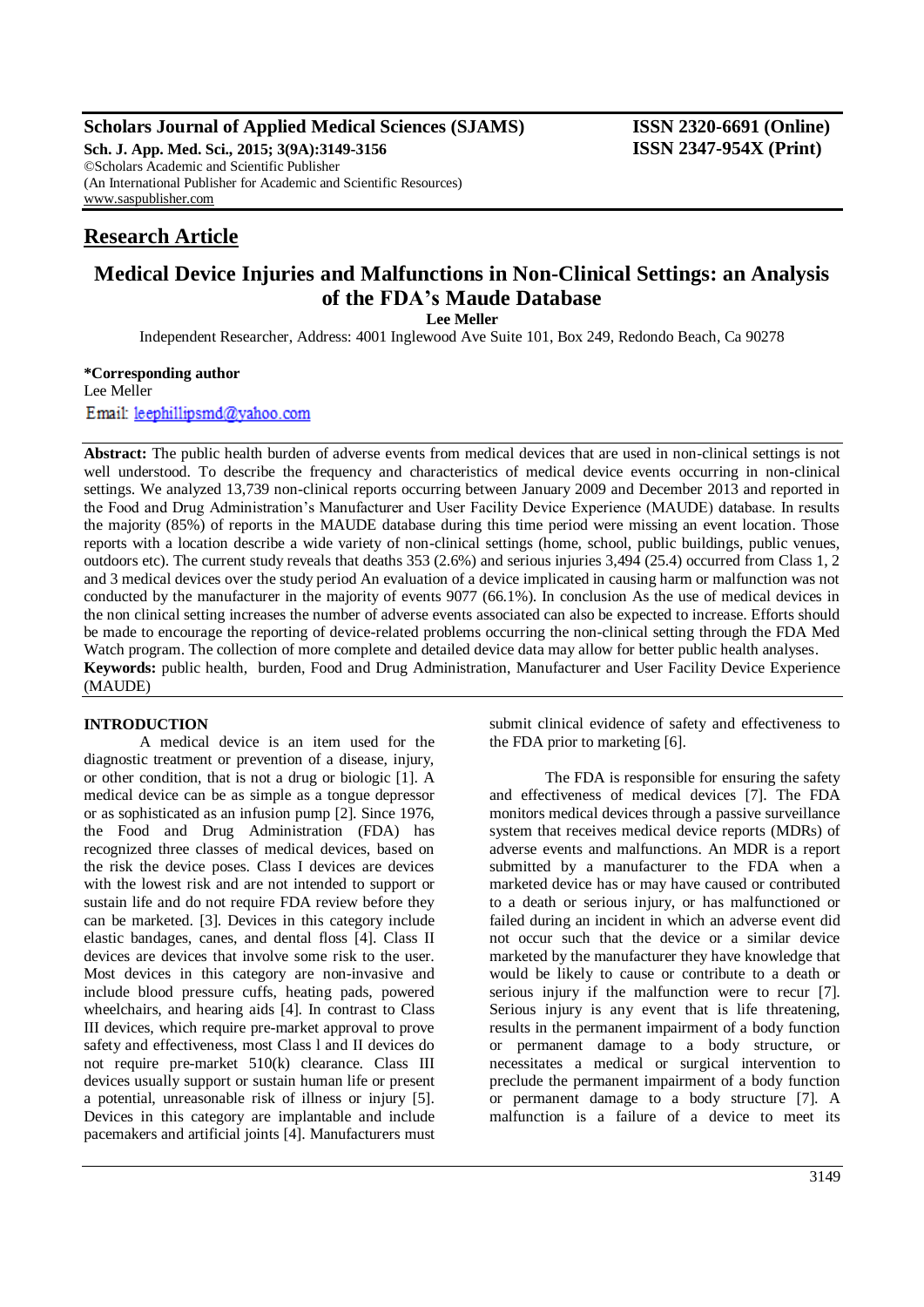**Scholars Journal of Applied Medical Sciences (SJAMS)** **ISSN 2320-6691 (Online)**
**Sch. J. App. Med. Sci., 2015; 3(9A):3149-3156** **ISSN 2347-954X (Print)**
©Scholars Academic and Scientific Publisher
(An International Publisher for Academic and Scientific Resources)
www.saspublisher.com

## Research Article

# Medical Device Injuries and Malfunctions in Non-Clinical Settings: an Analysis of the FDA's Maude Database

**Lee Meller**

Independent Researcher, Address: 4001 Inglewood Ave Suite 101, Box 249, Redondo Beach, Ca 90278

**\*Corresponding author**
Lee Meller
Email: leephillipsmd@yahoo.com

**Abstract:** The public health burden of adverse events from medical devices that are used in non-clinical settings is not well understood. To describe the frequency and characteristics of medical device events occurring in non-clinical settings. We analyzed 13,739 non-clinical reports occurring between January 2009 and December 2013 and reported in the Food and Drug Administration's Manufacturer and User Facility Device Experience (MAUDE) database. In results the majority (85%) of reports in the MAUDE database during this time period were missing an event location. Those reports with a location describe a wide variety of non-clinical settings (home, school, public buildings, public venues, outdoors etc). The current study reveals that deaths 353 (2.6%) and serious injuries 3,494 (25.4) occurred from Class 1, 2 and 3 medical devices over the study period An evaluation of a device implicated in causing harm or malfunction was not conducted by the manufacturer in the majority of events 9077 (66.1%). In conclusion As the use of medical devices in the non clinical setting increases the number of adverse events associated can also be expected to increase. Efforts should be made to encourage the reporting of device-related problems occurring the non-clinical setting through the FDA Med Watch program. The collection of more complete and detailed device data may allow for better public health analyses.

**Keywords:** public health, burden, Food and Drug Administration, Manufacturer and User Facility Device Experience (MAUDE)

## INTRODUCTION

A medical device is an item used for the diagnostic treatment or prevention of a disease, injury, or other condition, that is not a drug or biologic [1]. A medical device can be as simple as a tongue depressor or as sophisticated as an infusion pump [2]. Since 1976, the Food and Drug Administration (FDA) has recognized three classes of medical devices, based on the risk the device poses. Class I devices are devices with the lowest risk and are not intended to support or sustain life and do not require FDA review before they can be marketed. [3]. Devices in this category include elastic bandages, canes, and dental floss [4]. Class II devices are devices that involve some risk to the user. Most devices in this category are non-invasive and include blood pressure cuffs, heating pads, powered wheelchairs, and hearing aids [4]. In contrast to Class III devices, which require pre-market approval to prove safety and effectiveness, most Class l and II devices do not require pre-market 510(k) clearance. Class III devices usually support or sustain human life or present a potential, unreasonable risk of illness or injury [5]. Devices in this category are implantable and include pacemakers and artificial joints [4]. Manufacturers must submit clinical evidence of safety and effectiveness to the FDA prior to marketing [6].

The FDA is responsible for ensuring the safety and effectiveness of medical devices [7]. The FDA monitors medical devices through a passive surveillance system that receives medical device reports (MDRs) of adverse events and malfunctions. An MDR is a report submitted by a manufacturer to the FDA when a marketed device has or may have caused or contributed to a death or serious injury, or has malfunctioned or failed during an incident in which an adverse event did not occur such that the device or a similar device marketed by the manufacturer they have knowledge that would be likely to cause or contribute to a death or serious injury if the malfunction were to recur [7]. Serious injury is any event that is life threatening, results in the permanent impairment of a body function or permanent damage to a body structure, or necessitates a medical or surgical intervention to preclude the permanent impairment of a body function or permanent damage to a body structure [7]. A malfunction is a failure of a device to meet its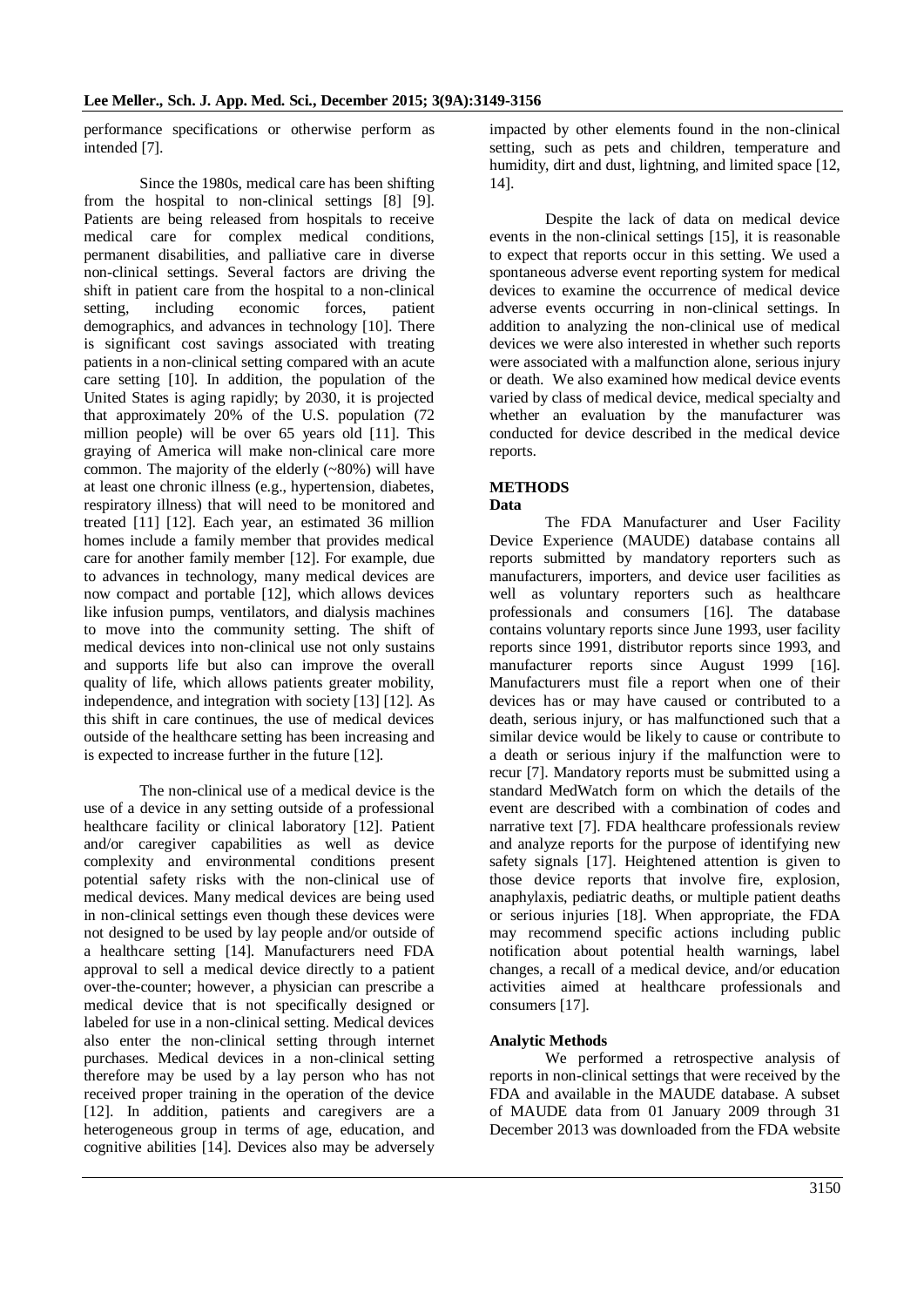performance specifications or otherwise perform as intended [7].

Since the 1980s, medical care has been shifting from the hospital to non-clinical settings [8] [9]. Patients are being released from hospitals to receive medical care for complex medical conditions, permanent disabilities, and palliative care in diverse non-clinical settings. Several factors are driving the shift in patient care from the hospital to a non-clinical setting, including economic forces, patient demographics, and advances in technology [10]. There is significant cost savings associated with treating patients in a non-clinical setting compared with an acute care setting [10]. In addition, the population of the United States is aging rapidly; by 2030, it is projected that approximately 20% of the U.S. population (72 million people) will be over 65 years old [11]. This graying of America will make non-clinical care more common. The majority of the elderly (~80%) will have at least one chronic illness (e.g., hypertension, diabetes, respiratory illness) that will need to be monitored and treated [11] [12]. Each year, an estimated 36 million homes include a family member that provides medical care for another family member [12]. For example, due to advances in technology, many medical devices are now compact and portable [12], which allows devices like infusion pumps, ventilators, and dialysis machines to move into the community setting. The shift of medical devices into non-clinical use not only sustains and supports life but also can improve the overall quality of life, which allows patients greater mobility, independence, and integration with society [13] [12]. As this shift in care continues, the use of medical devices outside of the healthcare setting has been increasing and is expected to increase further in the future [12].

The non-clinical use of a medical device is the use of a device in any setting outside of a professional healthcare facility or clinical laboratory [12]. Patient and/or caregiver capabilities as well as device complexity and environmental conditions present potential safety risks with the non-clinical use of medical devices. Many medical devices are being used in non-clinical settings even though these devices were not designed to be used by lay people and/or outside of a healthcare setting [14]. Manufacturers need FDA approval to sell a medical device directly to a patient over-the-counter; however, a physician can prescribe a medical device that is not specifically designed or labeled for use in a non-clinical setting. Medical devices also enter the non-clinical setting through internet purchases. Medical devices in a non-clinical setting therefore may be used by a lay person who has not received proper training in the operation of the device [12]. In addition, patients and caregivers are a heterogeneous group in terms of age, education, and cognitive abilities [14]. Devices also may be adversely impacted by other elements found in the non-clinical setting, such as pets and children, temperature and humidity, dirt and dust, lightning, and limited space [12, 14].

Despite the lack of data on medical device events in the non-clinical settings [15], it is reasonable to expect that reports occur in this setting. We used a spontaneous adverse event reporting system for medical devices to examine the occurrence of medical device adverse events occurring in non-clinical settings. In addition to analyzing the non-clinical use of medical devices we were also interested in whether such reports were associated with a malfunction alone, serious injury or death. We also examined how medical device events varied by class of medical device, medical specialty and whether an evaluation by the manufacturer was conducted for device described in the medical device reports.

## METHODS

### Data

The FDA Manufacturer and User Facility Device Experience (MAUDE) database contains all reports submitted by mandatory reporters such as manufacturers, importers, and device user facilities as well as voluntary reporters such as healthcare professionals and consumers [16]. The database contains voluntary reports since June 1993, user facility reports since 1991, distributor reports since 1993, and manufacturer reports since August 1999 [16]. Manufacturers must file a report when one of their devices has or may have caused or contributed to a death, serious injury, or has malfunctioned such that a similar device would be likely to cause or contribute to a death or serious injury if the malfunction were to recur [7]. Mandatory reports must be submitted using a standard MedWatch form on which the details of the event are described with a combination of codes and narrative text [7]. FDA healthcare professionals review and analyze reports for the purpose of identifying new safety signals [17]. Heightened attention is given to those device reports that involve fire, explosion, anaphylaxis, pediatric deaths, or multiple patient deaths or serious injuries [18]. When appropriate, the FDA may recommend specific actions including public notification about potential health warnings, label changes, a recall of a medical device, and/or education activities aimed at healthcare professionals and consumers [17].

### Analytic Methods

We performed a retrospective analysis of reports in non-clinical settings that were received by the FDA and available in the MAUDE database. A subset of MAUDE data from 01 January 2009 through 31 December 2013 was downloaded from the FDA website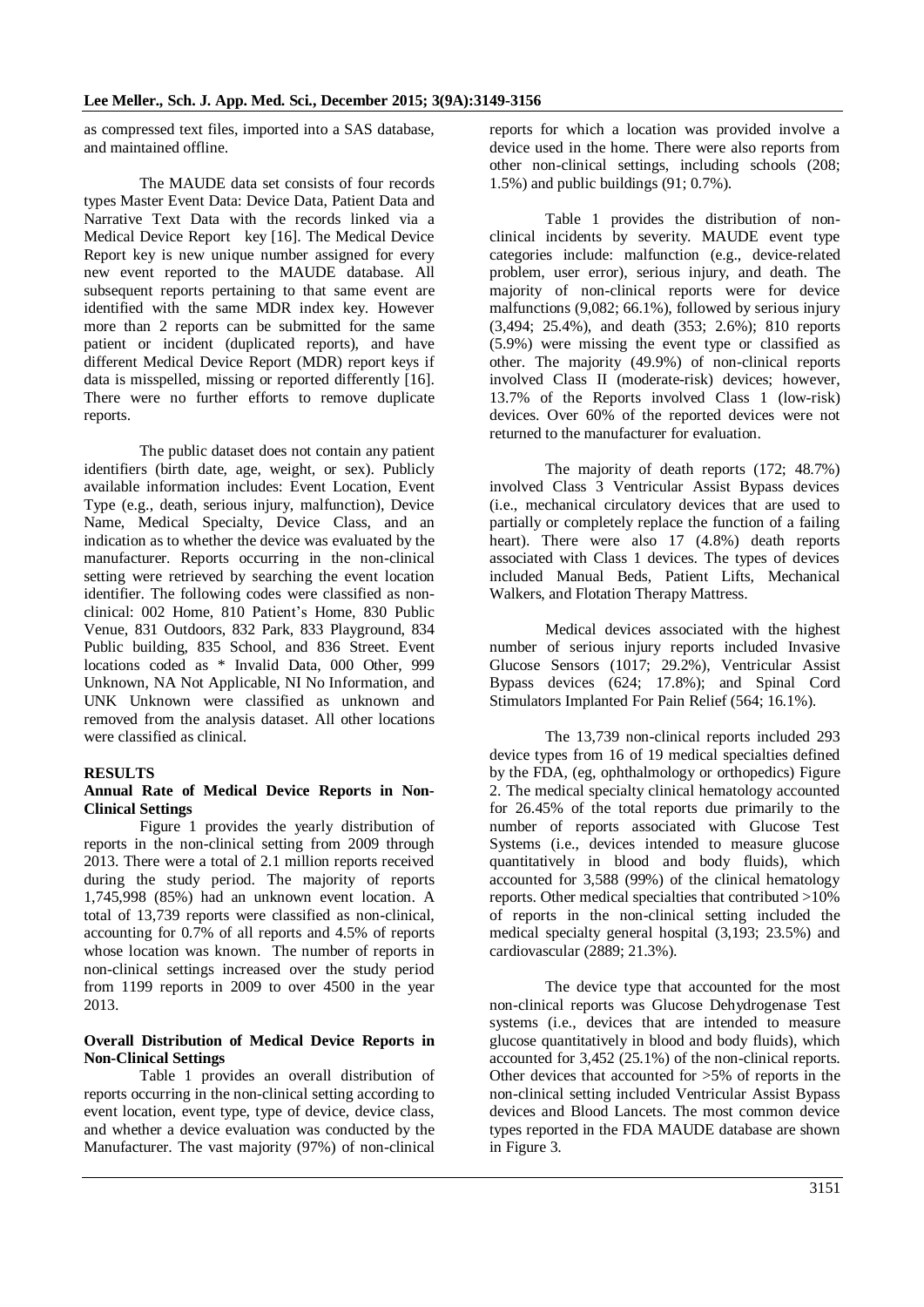as compressed text files, imported into a SAS database, and maintained offline.

The MAUDE data set consists of four records types Master Event Data: Device Data, Patient Data and Narrative Text Data with the records linked via a Medical Device Report key [16]. The Medical Device Report key is new unique number assigned for every new event reported to the MAUDE database. All subsequent reports pertaining to that same event are identified with the same MDR index key. However more than 2 reports can be submitted for the same patient or incident (duplicated reports), and have different Medical Device Report (MDR) report keys if data is misspelled, missing or reported differently [16]. There were no further efforts to remove duplicate reports.

The public dataset does not contain any patient identifiers (birth date, age, weight, or sex). Publicly available information includes: Event Location, Event Type (e.g., death, serious injury, malfunction), Device Name, Medical Specialty, Device Class, and an indication as to whether the device was evaluated by the manufacturer. Reports occurring in the non-clinical setting were retrieved by searching the event location identifier. The following codes were classified as non-clinical: 002 Home, 810 Patient's Home, 830 Public Venue, 831 Outdoors, 832 Park, 833 Playground, 834 Public building, 835 School, and 836 Street. Event locations coded as * Invalid Data, 000 Other, 999 Unknown, NA Not Applicable, NI No Information, and UNK Unknown were classified as unknown and removed from the analysis dataset. All other locations were classified as clinical.

**RESULTS**

**Annual Rate of Medical Device Reports in Non-Clinical Settings**

Figure 1 provides the yearly distribution of reports in the non-clinical setting from 2009 through 2013. There were a total of 2.1 million reports received during the study period. The majority of reports 1,745,998 (85%) had an unknown event location. A total of 13,739 reports were classified as non-clinical, accounting for 0.7% of all reports and 4.5% of reports whose location was known. The number of reports in non-clinical settings increased over the study period from 1199 reports in 2009 to over 4500 in the year 2013.

**Overall Distribution of Medical Device Reports in Non-Clinical Settings**

Table 1 provides an overall distribution of reports occurring in the non-clinical setting according to event location, event type, type of device, device class, and whether a device evaluation was conducted by the Manufacturer. The vast majority (97%) of non-clinical reports for which a location was provided involve a device used in the home. There were also reports from other non-clinical settings, including schools (208; 1.5%) and public buildings (91; 0.7%).

Table 1 provides the distribution of non-clinical incidents by severity. MAUDE event type categories include: malfunction (e.g., device-related problem, user error), serious injury, and death. The majority of non-clinical reports were for device malfunctions (9,082; 66.1%), followed by serious injury (3,494; 25.4%), and death (353; 2.6%); 810 reports (5.9%) were missing the event type or classified as other. The majority (49.9%) of non-clinical reports involved Class II (moderate-risk) devices; however, 13.7% of the Reports involved Class 1 (low-risk) devices. Over 60% of the reported devices were not returned to the manufacturer for evaluation.

The majority of death reports (172; 48.7%) involved Class 3 Ventricular Assist Bypass devices (i.e., mechanical circulatory devices that are used to partially or completely replace the function of a failing heart). There were also 17 (4.8%) death reports associated with Class 1 devices. The types of devices included Manual Beds, Patient Lifts, Mechanical Walkers, and Flotation Therapy Mattress.

Medical devices associated with the highest number of serious injury reports included Invasive Glucose Sensors (1017; 29.2%), Ventricular Assist Bypass devices (624; 17.8%); and Spinal Cord Stimulators Implanted For Pain Relief (564; 16.1%).

The 13,739 non-clinical reports included 293 device types from 16 of 19 medical specialties defined by the FDA, (eg, ophthalmology or orthopedics) Figure 2. The medical specialty clinical hematology accounted for 26.45% of the total reports due primarily to the number of reports associated with Glucose Test Systems (i.e., devices intended to measure glucose quantitatively in blood and body fluids), which accounted for 3,588 (99%) of the clinical hematology reports. Other medical specialties that contributed >10% of reports in the non-clinical setting included the medical specialty general hospital (3,193; 23.5%) and cardiovascular (2889; 21.3%).

The device type that accounted for the most non-clinical reports was Glucose Dehydrogenase Test systems (i.e., devices that are intended to measure glucose quantitatively in blood and body fluids), which accounted for 3,452 (25.1%) of the non-clinical reports. Other devices that accounted for >5% of reports in the non-clinical setting included Ventricular Assist Bypass devices and Blood Lancets. The most common device types reported in the FDA MAUDE database are shown in Figure 3.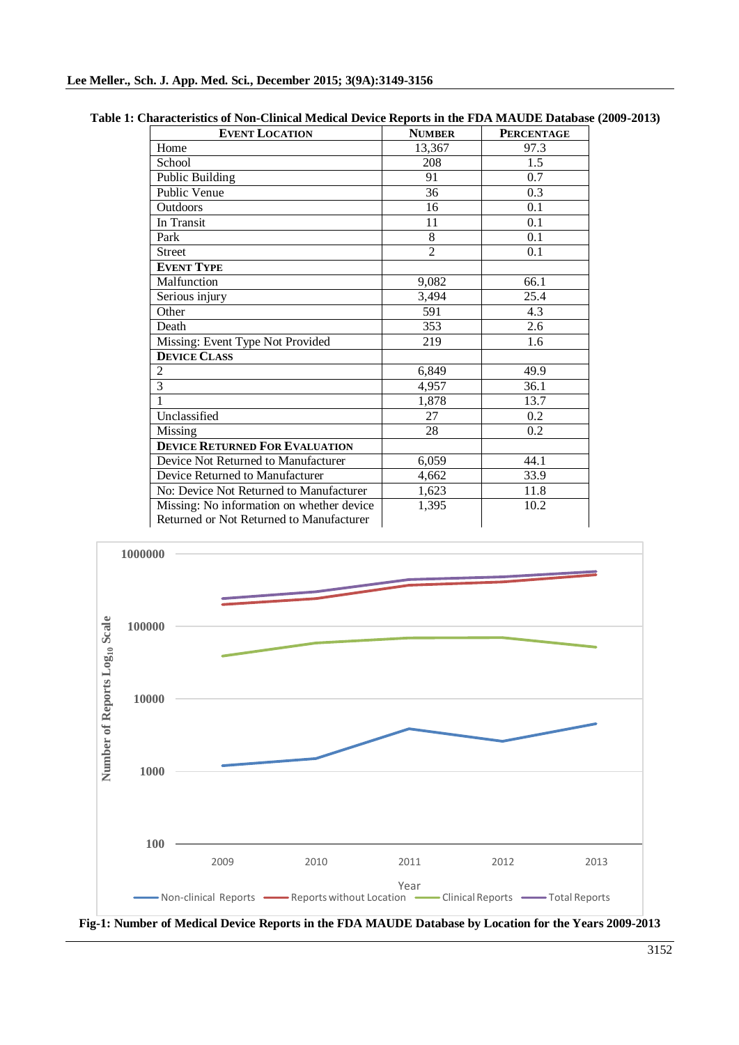**Table 1: Characteristics of Non-Clinical Medical Device Reports in the FDA MAUDE Database (2009-2013)**

| EVENT LOCATION | NUMBER | PERCENTAGE |
|---|---|---|
| Home | 13,367 | 97.3 |
| School | 208 | 1.5 |
| Public Building | 91 | 0.7 |
| Public Venue | 36 | 0.3 |
| Outdoors | 16 | 0.1 |
| In Transit | 11 | 0.1 |
| Park | 8 | 0.1 |
| Street | 2 | 0.1 |
| **EVENT TYPE** | | |
| Malfunction | 9,082 | 66.1 |
| Serious injury | 3,494 | 25.4 |
| Other | 591 | 4.3 |
| Death | 353 | 2.6 |
| Missing: Event Type Not Provided | 219 | 1.6 |
| **DEVICE CLASS** | | |
| 2 | 6,849 | 49.9 |
| 3 | 4,957 | 36.1 |
| 1 | 1,878 | 13.7 |
| Unclassified | 27 | 0.2 |
| Missing | 28 | 0.2 |
| **DEVICE RETURNED FOR EVALUATION** | | |
| Device Not Returned to Manufacturer | 6,059 | 44.1 |
| Device Returned to Manufacturer | 4,662 | 33.9 |
| No: Device Not Returned to Manufacturer | 1,623 | 11.8 |
| Missing: No information on whether device Returned or Not Returned to Manufacturer | 1,395 | 10.2 |

**Fig-1: Number of Medical Device Reports in the FDA MAUDE Database by Location for the Years 2009-2013**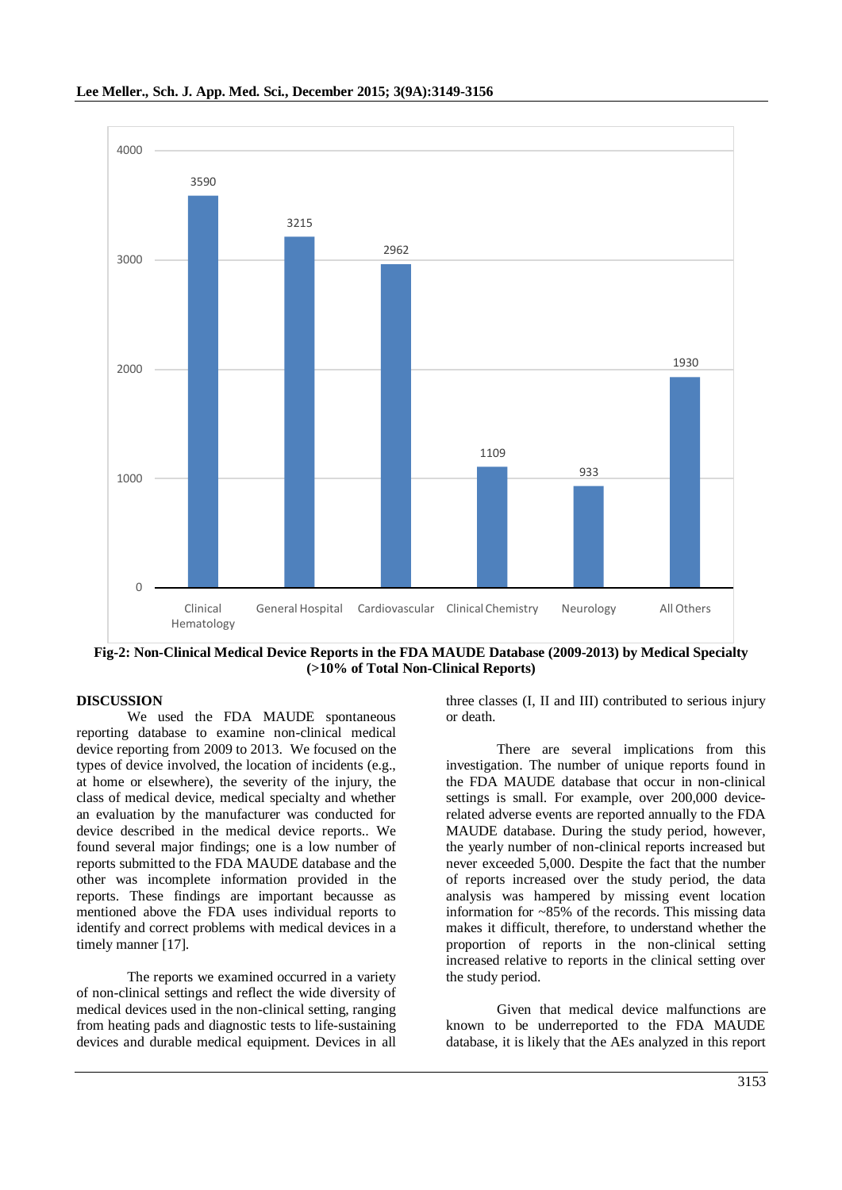Fig-2: Non-Clinical Medical Device Reports in the FDA MAUDE Database (2009-2013) by Medical Specialty (>10% of Total Non-Clinical Reports)

## DISCUSSION

We used the FDA MAUDE spontaneous reporting database to examine non-clinical medical device reporting from 2009 to 2013. We focused on the types of device involved, the location of incidents (e.g., at home or elsewhere), the severity of the injury, the class of medical device, medical specialty and whether an evaluation by the manufacturer was conducted for device described in the medical device reports.. We found several major findings; one is a low number of reports submitted to the FDA MAUDE database and the other was incomplete information provided in the reports. These findings are important becausse as mentioned above the FDA uses individual reports to identify and correct problems with medical devices in a timely manner [17].

The reports we examined occurred in a variety of non-clinical settings and reflect the wide diversity of medical devices used in the non-clinical setting, ranging from heating pads and diagnostic tests to life-sustaining devices and durable medical equipment. Devices in all three classes (I, II and III) contributed to serious injury or death.

There are several implications from this investigation. The number of unique reports found in the FDA MAUDE database that occur in non-clinical settings is small. For example, over 200,000 device-related adverse events are reported annually to the FDA MAUDE database. During the study period, however, the yearly number of non-clinical reports increased but never exceeded 5,000. Despite the fact that the number of reports increased over the study period, the data analysis was hampered by missing event location information for ~85% of the records. This missing data makes it difficult, therefore, to understand whether the proportion of reports in the non-clinical setting increased relative to reports in the clinical setting over the study period.

Given that medical device malfunctions are known to be underreported to the FDA MAUDE database, it is likely that the AEs analyzed in this report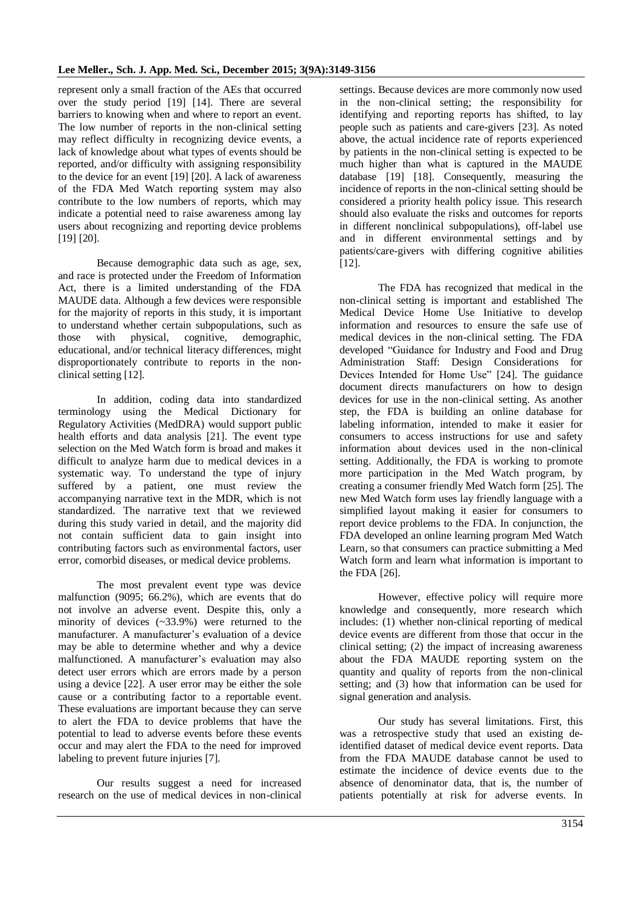represent only a small fraction of the AEs that occurred over the study period [19] [14]. There are several barriers to knowing when and where to report an event. The low number of reports in the non-clinical setting may reflect difficulty in recognizing device events, a lack of knowledge about what types of events should be reported, and/or difficulty with assigning responsibility to the device for an event [19] [20]. A lack of awareness of the FDA Med Watch reporting system may also contribute to the low numbers of reports, which may indicate a potential need to raise awareness among lay users about recognizing and reporting device problems [19] [20].

Because demographic data such as age, sex, and race is protected under the Freedom of Information Act, there is a limited understanding of the FDA MAUDE data. Although a few devices were responsible for the majority of reports in this study, it is important to understand whether certain subpopulations, such as those with physical, cognitive, demographic, educational, and/or technical literacy differences, might disproportionately contribute to reports in the non-clinical setting [12].

In addition, coding data into standardized terminology using the Medical Dictionary for Regulatory Activities (MedDRA) would support public health efforts and data analysis [21]. The event type selection on the Med Watch form is broad and makes it difficult to analyze harm due to medical devices in a systematic way. To understand the type of injury suffered by a patient, one must review the accompanying narrative text in the MDR, which is not standardized. The narrative text that we reviewed during this study varied in detail, and the majority did not contain sufficient data to gain insight into contributing factors such as environmental factors, user error, comorbid diseases, or medical device problems.

The most prevalent event type was device malfunction (9095; 66.2%), which are events that do not involve an adverse event. Despite this, only a minority of devices (~33.9%) were returned to the manufacturer. A manufacturer's evaluation of a device may be able to determine whether and why a device malfunctioned. A manufacturer's evaluation may also detect user errors which are errors made by a person using a device [22]. A user error may be either the sole cause or a contributing factor to a reportable event. These evaluations are important because they can serve to alert the FDA to device problems that have the potential to lead to adverse events before these events occur and may alert the FDA to the need for improved labeling to prevent future injuries [7].

Our results suggest a need for increased research on the use of medical devices in non-clinical settings. Because devices are more commonly now used in the non-clinical setting; the responsibility for identifying and reporting reports has shifted, to lay people such as patients and care-givers [23]. As noted above, the actual incidence rate of reports experienced by patients in the non-clinical setting is expected to be much higher than what is captured in the MAUDE database [19] [18]. Consequently, measuring the incidence of reports in the non-clinical setting should be considered a priority health policy issue. This research should also evaluate the risks and outcomes for reports in different nonclinical subpopulations), off-label use and in different environmental settings and by patients/care-givers with differing cognitive abilities [12].

The FDA has recognized that medical in the non-clinical setting is important and established The Medical Device Home Use Initiative to develop information and resources to ensure the safe use of medical devices in the non-clinical setting. The FDA developed "Guidance for Industry and Food and Drug Administration Staff: Design Considerations for Devices Intended for Home Use" [24]. The guidance document directs manufacturers on how to design devices for use in the non-clinical setting. As another step, the FDA is building an online database for labeling information, intended to make it easier for consumers to access instructions for use and safety information about devices used in the non-clinical setting. Additionally, the FDA is working to promote more participation in the Med Watch program, by creating a consumer friendly Med Watch form [25]. The new Med Watch form uses lay friendly language with a simplified layout making it easier for consumers to report device problems to the FDA. In conjunction, the FDA developed an online learning program Med Watch Learn, so that consumers can practice submitting a Med Watch form and learn what information is important to the FDA [26].

However, effective policy will require more knowledge and consequently, more research which includes: (1) whether non-clinical reporting of medical device events are different from those that occur in the clinical setting; (2) the impact of increasing awareness about the FDA MAUDE reporting system on the quantity and quality of reports from the non-clinical setting; and (3) how that information can be used for signal generation and analysis.

Our study has several limitations. First, this was a retrospective study that used an existing de-identified dataset of medical device event reports. Data from the FDA MAUDE database cannot be used to estimate the incidence of device events due to the absence of denominator data, that is, the number of patients potentially at risk for adverse events. In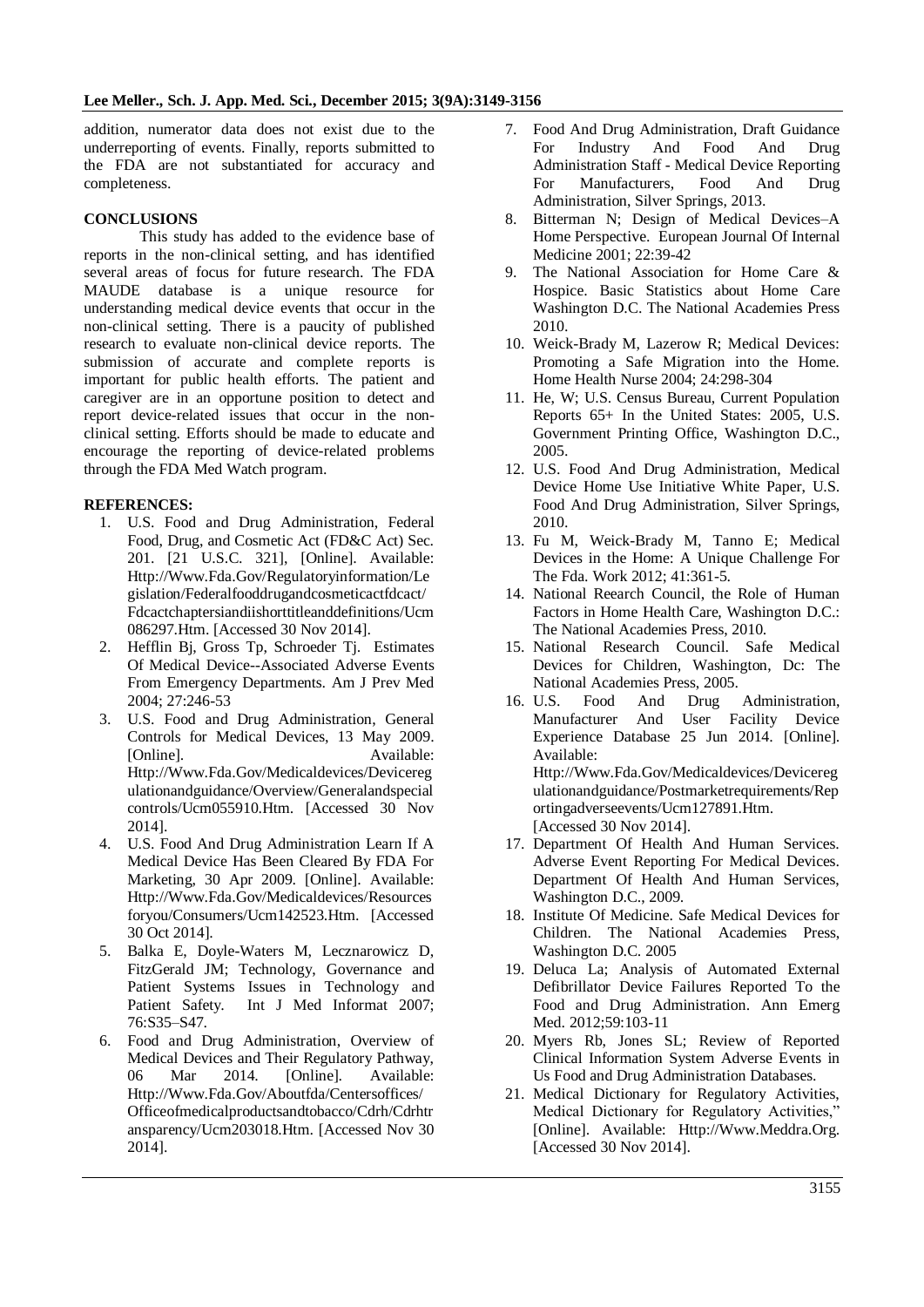addition, numerator data does not exist due to the underreporting of events. Finally, reports submitted to the FDA are not substantiated for accuracy and completeness.

## CONCLUSIONS

This study has added to the evidence base of reports in the non-clinical setting, and has identified several areas of focus for future research. The FDA MAUDE database is a unique resource for understanding medical device events that occur in the non-clinical setting. There is a paucity of published research to evaluate non-clinical device reports. The submission of accurate and complete reports is important for public health efforts. The patient and caregiver are in an opportune position to detect and report device-related issues that occur in the non-clinical setting. Efforts should be made to educate and encourage the reporting of device-related problems through the FDA Med Watch program.

## REFERENCES:

1. U.S. Food and Drug Administration, Federal Food, Drug, and Cosmetic Act (FD&C Act) Sec. 201. [21 U.S.C. 321], [Online]. Available: Http://Www.Fda.Gov/Regulatoryinformation/Legislation/Federalfooddrugandcosmeticactfdcact/Fdcactchaptersiandiishorttitleanddefinitions/Ucm086297.Htm. [Accessed 30 Nov 2014].
2. Hefflin Bj, Gross Tp, Schroeder Tj. Estimates Of Medical Device--Associated Adverse Events From Emergency Departments. Am J Prev Med 2004; 27:246-53
3. U.S. Food and Drug Administration, General Controls for Medical Devices, 13 May 2009. [Online]. Available: Http://Www.Fda.Gov/Medicaldevices/Deviceregulationandguidance/Overview/Generalandspecialcontrols/Ucm055910.Htm. [Accessed 30 Nov 2014].
4. U.S. Food And Drug Administration Learn If A Medical Device Has Been Cleared By FDA For Marketing, 30 Apr 2009. [Online]. Available: Http://Www.Fda.Gov/Medicaldevices/Resourcesforyou/Consumers/Ucm142523.Htm. [Accessed 30 Oct 2014].
5. Balka E, Doyle-Waters M, Lecznarowicz D, FitzGerald JM; Technology, Governance and Patient Systems Issues in Technology and Patient Safety. Int J Med Informat 2007; 76:S35–S47.
6. Food and Drug Administration, Overview of Medical Devices and Their Regulatory Pathway, 06 Mar 2014. [Online]. Available: Http://Www.Fda.Gov/Aboutfda/Centersoffices/Officeofmedicalproductsandtobacco/Cdrh/Cdrhtransparency/Ucm203018.Htm. [Accessed Nov 30 2014].
7. Food And Drug Administration, Draft Guidance For Industry And Food And Drug Administration Staff - Medical Device Reporting For Manufacturers, Food And Drug Administration, Silver Springs, 2013.
8. Bitterman N; Design of Medical Devices–A Home Perspective. European Journal Of Internal Medicine 2001; 22:39-42
9. The National Association for Home Care & Hospice. Basic Statistics about Home Care Washington D.C. The National Academies Press 2010.
10. Weick-Brady M, Lazerow R; Medical Devices: Promoting a Safe Migration into the Home. Home Health Nurse 2004; 24:298-304
11. He, W; U.S. Census Bureau, Current Population Reports 65+ In the United States: 2005, U.S. Government Printing Office, Washington D.C., 2005.
12. U.S. Food And Drug Administration, Medical Device Home Use Initiative White Paper, U.S. Food And Drug Administration, Silver Springs, 2010.
13. Fu M, Weick-Brady M, Tanno E; Medical Devices in the Home: A Unique Challenge For The Fda. Work 2012; 41:361-5.
14. National Reearch Council, the Role of Human Factors in Home Health Care, Washington D.C.: The National Academies Press, 2010.
15. National Research Council. Safe Medical Devices for Children, Washington, Dc: The National Academies Press, 2005.
16. U.S. Food And Drug Administration, Manufacturer And User Facility Device Experience Database 25 Jun 2014. [Online]. Available: Http://Www.Fda.Gov/Medicaldevices/Deviceregulationandguidance/Postmarketrequirements/Reportingadverseevents/Ucm127891.Htm. [Accessed 30 Nov 2014].
17. Department Of Health And Human Services. Adverse Event Reporting For Medical Devices. Department Of Health And Human Services, Washington D.C., 2009.
18. Institute Of Medicine. Safe Medical Devices for Children. The National Academies Press, Washington D.C. 2005
19. Deluca La; Analysis of Automated External Defibrillator Device Failures Reported To the Food and Drug Administration. Ann Emerg Med. 2012;59:103-11
20. Myers Rb, Jones SL; Review of Reported Clinical Information System Adverse Events in Us Food and Drug Administration Databases.
21. Medical Dictionary for Regulatory Activities, Medical Dictionary for Regulatory Activities," [Online]. Available: Http://Www.Meddra.Org. [Accessed 30 Nov 2014].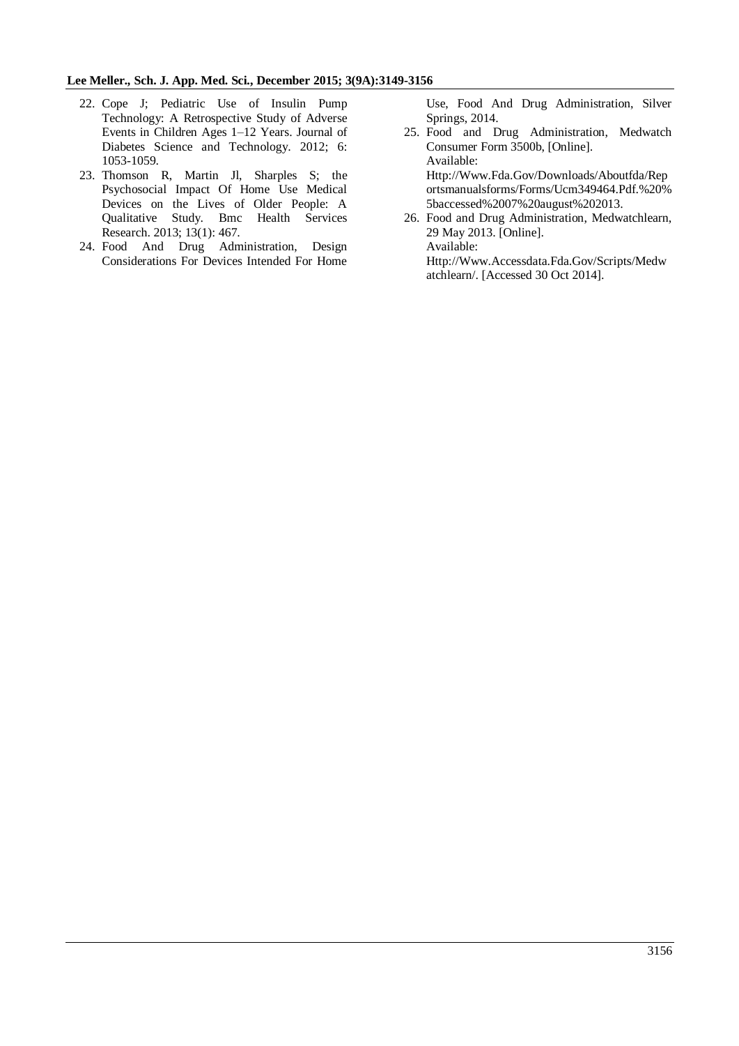22. Cope J; Pediatric Use of Insulin Pump Technology: A Retrospective Study of Adverse Events in Children Ages 1–12 Years. Journal of Diabetes Science and Technology. 2012; 6: 1053-1059.
23. Thomson R, Martin Jl, Sharples S; the Psychosocial Impact Of Home Use Medical Devices on the Lives of Older People: A Qualitative Study. Bmc Health Services Research. 2013; 13(1): 467.
24. Food And Drug Administration, Design Considerations For Devices Intended For Home Use, Food And Drug Administration, Silver Springs, 2014.
25. Food and Drug Administration, Medwatch Consumer Form 3500b, [Online]. Available: Http://Www.Fda.Gov/Downloads/Aboutfda/Reportsmanualsforms/Forms/Ucm349464.Pdf.%20%5baccessed%2007%20august%202013.
26. Food and Drug Administration, Medwatchlearn, 29 May 2013. [Online]. Available: Http://Www.Accessdata.Fda.Gov/Scripts/Medwatchlearn/. [Accessed 30 Oct 2014].